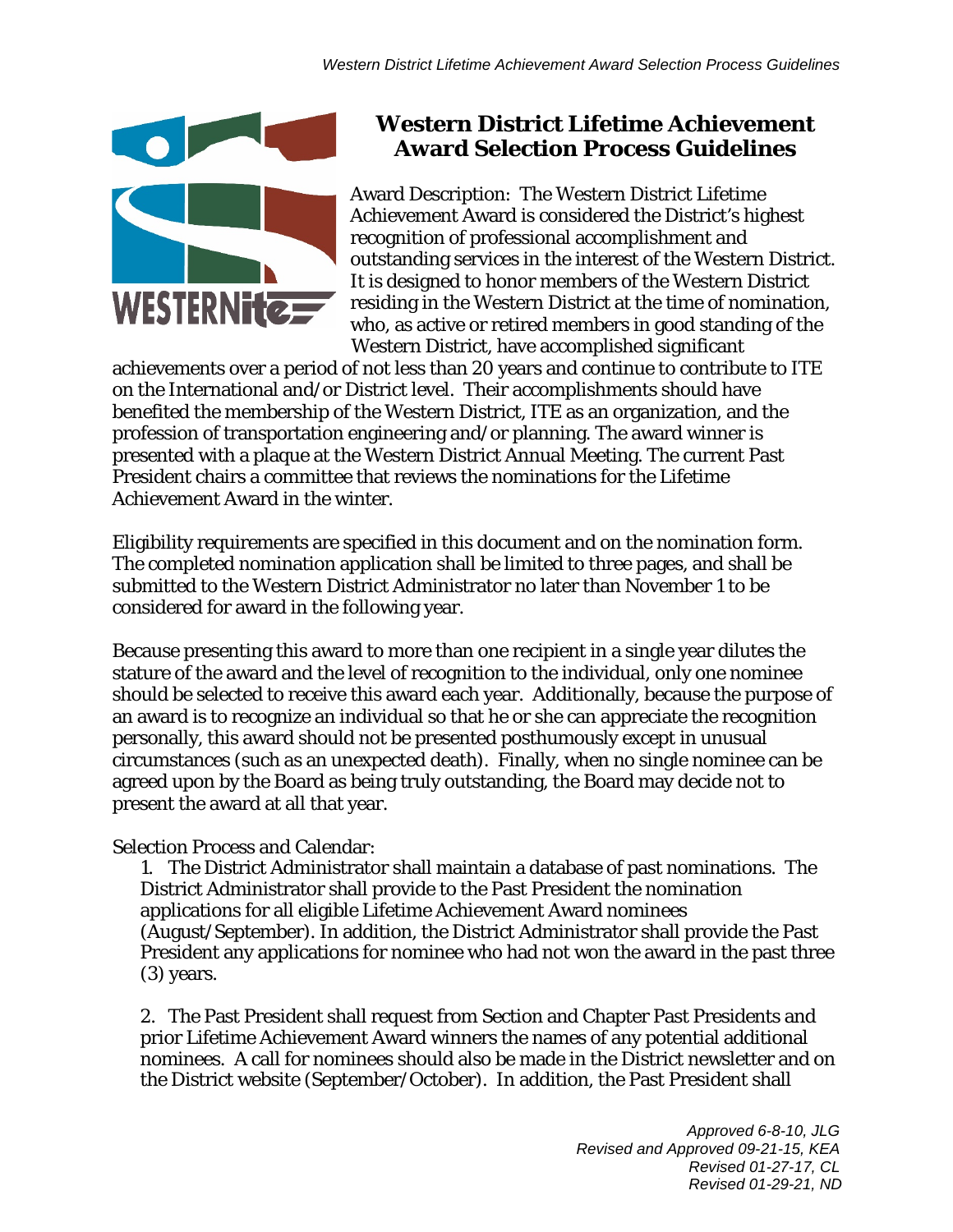# Western District Lifetime Achievement Award Selection Process Guidelines

Award Description: The Western District Lifetime Achievement Award is considered the District's highest recognition of professional accomplishment and outstanding services in the interest of the Western District. It is designed to honor members of the Western District residing in the Western District at the time of nomination, who, as active or retired members in good standing of the Western District, have accomplished significant achievements over a period of not less than 20 years and continue to contribute to ITE on the International and/or District level. Their accomplishments should have benefited the membership of the Western District, ITE as an organization, and the profession of transportation engineering and/or planning. The award winner is presented with a plaque at the Western District Annual Meeting. The current Past President chairs a committee that reviews the nominations for the Lifetime Achievement Award in the winter.

Eligibility requirements are specified in this document and on the nomination form. The completed nomination application shall be limited to three pages, and shall be submitted to the Western District Administrator no later than November 1 to be considered for award in the following year.

Because presenting this award to more than one recipient in a single year dilutes the stature of the award and the level of recognition to the individual, only one nominee should be selected to receive this award each year. Additionally, because the purpose of an award is to recognize an individual so that he or she can appreciate the recognition personally, this award should not be presented posthumously except in unusual circumstances (such as an unexpected death). Finally, when no single nominee can be agreed upon by the Board as being truly outstanding, the Board may decide not to present the award at all that year.

Selection Process and Calendar:

1. The District Administrator shall maintain a database of past nominations. The District Administrator shall provide to the Past President the nomination applications for all eligible Lifetime Achievement Award nominees (August/September). In addition, the District Administrator shall provide the Past President any applications for nominee who had not won the award in the past three (3) years.

2. The Past President shall request from Section and Chapter Past Presidents and prior Lifetime Achievement Award winners the names of any potential additional nominees. A call for nominees should also be made in the District newsletter and on the District website (September/October). In addition, the Past President shall

*Approved 6-8-10, JLG*
*Revised and Approved 09-21-15, KEA*
*Revised 01-27-17, CL*
*Revised 01-29-21, ND*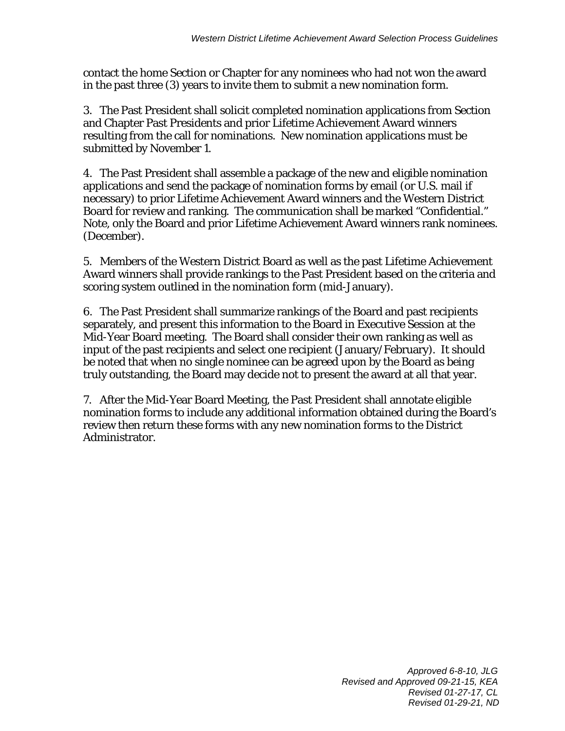contact the home Section or Chapter for any nominees who had not won the award in the past three (3) years to invite them to submit a new nomination form.

3. The Past President shall solicit completed nomination applications from Section and Chapter Past Presidents and prior Lifetime Achievement Award winners resulting from the call for nominations. New nomination applications must be submitted by November 1.

4. The Past President shall assemble a package of the new and eligible nomination applications and send the package of nomination forms by email (or U.S. mail if necessary) to prior Lifetime Achievement Award winners and the Western District Board for review and ranking. The communication shall be marked "Confidential." Note, only the Board and prior Lifetime Achievement Award winners rank nominees. (December).

5. Members of the Western District Board as well as the past Lifetime Achievement Award winners shall provide rankings to the Past President based on the criteria and scoring system outlined in the nomination form (mid-January).

6. The Past President shall summarize rankings of the Board and past recipients separately, and present this information to the Board in Executive Session at the Mid-Year Board meeting. The Board shall consider their own ranking as well as input of the past recipients and select one recipient (January/February). It should be noted that when no single nominee can be agreed upon by the Board as being truly outstanding, the Board may decide not to present the award at all that year.

7. After the Mid-Year Board Meeting, the Past President shall annotate eligible nomination forms to include any additional information obtained during the Board's review then return these forms with any new nomination forms to the District Administrator.

*Approved 6-8-10, JLG*
*Revised and Approved 09-21-15, KEA*
*Revised 01-27-17, CL*
*Revised 01-29-21, ND*